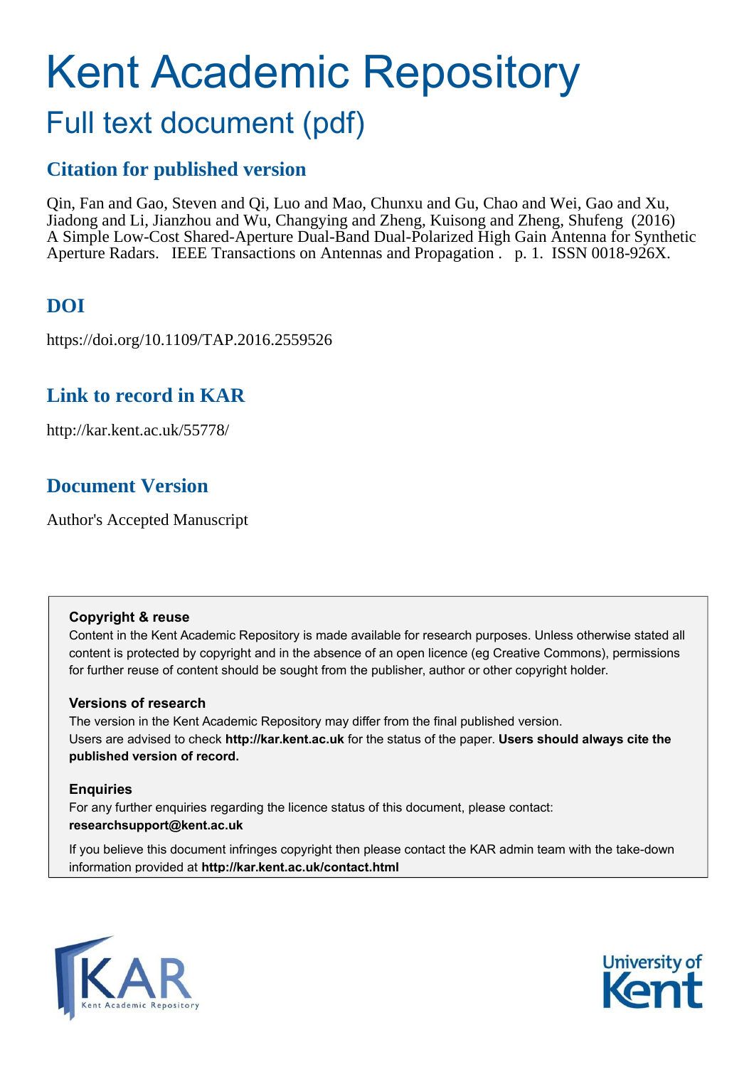# Kent Academic Repository

## Full text document (pdf)

### Citation for published version

Qin, Fan and Gao, Steven and Qi, Luo and Mao, Chunxu and Gu, Chao and Wei, Gao and Xu, Jiadong and Li, Jianzhou and Wu, Changying and Zheng, Kuisong and Zheng, Shufeng (2016) A Simple Low-Cost Shared-Aperture Dual-Band Dual-Polarized High Gain Antenna for Synthetic Aperture Radars. IEEE Transactions on Antennas and Propagation . p. 1. ISSN 0018-926X.

### DOI

https://doi.org/10.1109/TAP.2016.2559526

### Link to record in KAR

http://kar.kent.ac.uk/55778/

### Document Version

Author's Accepted Manuscript

**Copyright & reuse**

Content in the Kent Academic Repository is made available for research purposes. Unless otherwise stated all content is protected by copyright and in the absence of an open licence (eg Creative Commons), permissions for further reuse of content should be sought from the publisher, author or other copyright holder.

**Versions of research**

The version in the Kent Academic Repository may differ from the final published version. Users are advised to check **http://kar.kent.ac.uk** for the status of the paper. **Users should always cite the published version of record.**

**Enquiries**

For any further enquiries regarding the licence status of this document, please contact: **researchsupport@kent.ac.uk**

If you believe this document infringes copyright then please contact the KAR admin team with the take-down information provided at **http://kar.kent.ac.uk/contact.html**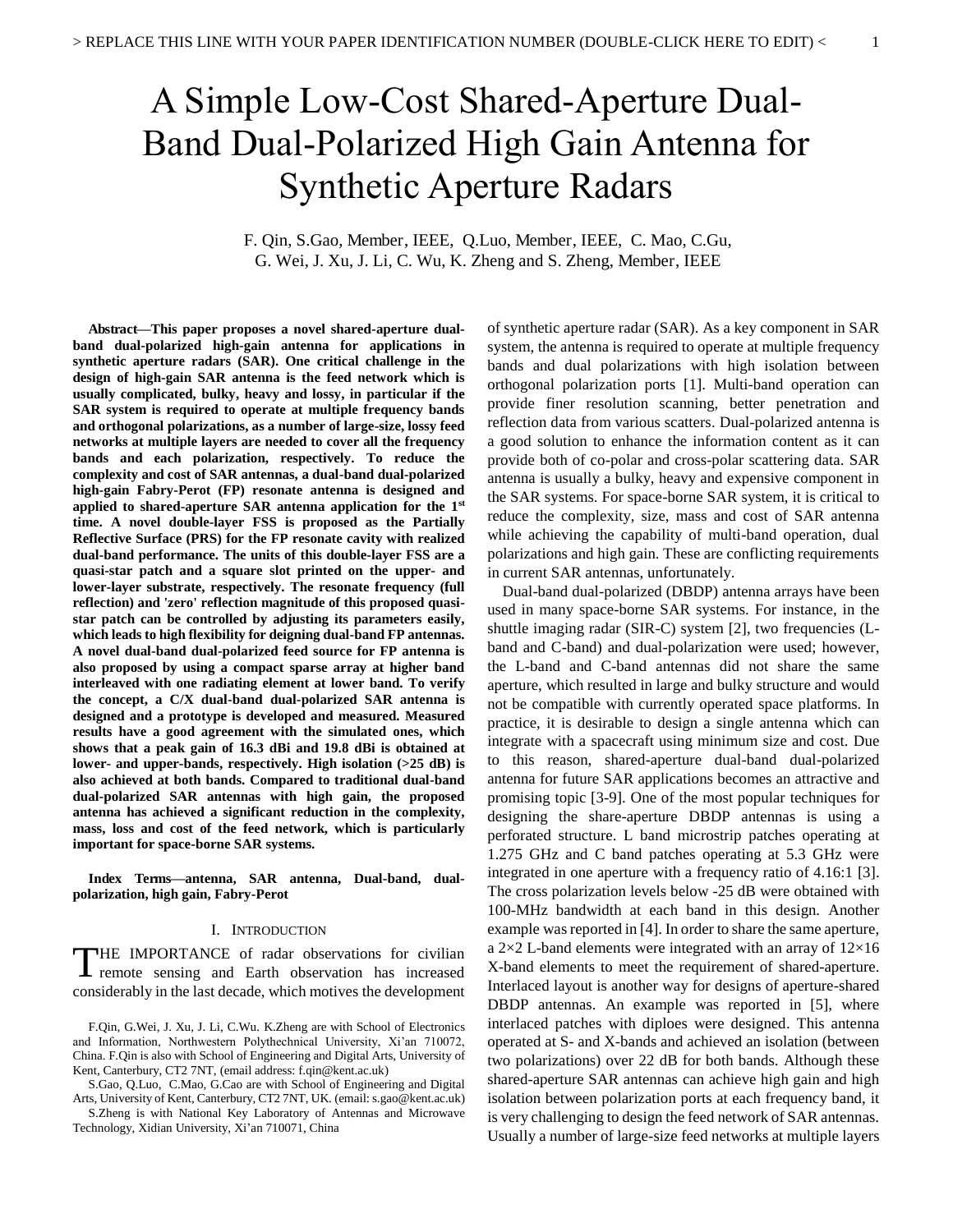# A Simple Low-Cost Shared-Aperture Dual-Band Dual-Polarized High Gain Antenna for Synthetic Aperture Radars

F. Qin, S.Gao, Member, IEEE, Q.Luo, Member, IEEE, C. Mao, C.Gu, G. Wei, J. Xu, J. Li, C. Wu, K. Zheng and S. Zheng, Member, IEEE

***Abstract*—This paper proposes a novel shared-aperture dual-band dual-polarized high-gain antenna for applications in synthetic aperture radars (SAR). One critical challenge in the design of high-gain SAR antenna is the feed network which is usually complicated, bulky, heavy and lossy, in particular if the SAR system is required to operate at multiple frequency bands and orthogonal polarizations, as a number of large-size, lossy feed networks at multiple layers are needed to cover all the frequency bands and each polarization, respectively. To reduce the complexity and cost of SAR antennas, a dual-band dual-polarized high-gain Fabry-Perot (FP) resonate antenna is designed and applied to shared-aperture SAR antenna application for the 1st time. A novel double-layer FSS is proposed as the Partially Reflective Surface (PRS) for the FP resonate cavity with realized dual-band performance. The units of this double-layer FSS are a quasi-star patch and a square slot printed on the upper- and lower-layer substrate, respectively. The resonate frequency (full reflection) and 'zero' reflection magnitude of this proposed quasi-star patch can be controlled by adjusting its parameters easily, which leads to high flexibility for deigning dual-band FP antennas. A novel dual-band dual-polarized feed source for FP antenna is also proposed by using a compact sparse array at higher band interleaved with one radiating element at lower band. To verify the concept, a C/X dual-band dual-polarized SAR antenna is designed and a prototype is developed and measured. Measured results have a good agreement with the simulated ones, which shows that a peak gain of 16.3 dBi and 19.8 dBi is obtained at lower- and upper-bands, respectively. High isolation (>25 dB) is also achieved at both bands. Compared to traditional dual-band dual-polarized SAR antennas with high gain, the proposed antenna has achieved a significant reduction in the complexity, mass, loss and cost of the feed network, which is particularly important for space-borne SAR systems.**

***Index Terms*—antenna, SAR antenna, Dual-band, dual-polarization, high gain, Fabry-Perot**

## I. Introduction

The importance of radar observations for civilian remote sensing and Earth observation has increased considerably in the last decade, which motives the development of synthetic aperture radar (SAR). As a key component in SAR system, the antenna is required to operate at multiple frequency bands and dual polarizations with high isolation between orthogonal polarization ports [1]. Multi-band operation can provide finer resolution scanning, better penetration and reflection data from various scatters. Dual-polarized antenna is a good solution to enhance the information content as it can provide both of co-polar and cross-polar scattering data. SAR antenna is usually a bulky, heavy and expensive component in the SAR systems. For space-borne SAR system, it is critical to reduce the complexity, size, mass and cost of SAR antenna while achieving the capability of multi-band operation, dual polarizations and high gain. These are conflicting requirements in current SAR antennas, unfortunately.

Dual-band dual-polarized (DBDP) antenna arrays have been used in many space-borne SAR systems. For instance, in the shuttle imaging radar (SIR-C) system [2], two frequencies (L-band and C-band) and dual-polarization were used; however, the L-band and C-band antennas did not share the same aperture, which resulted in large and bulky structure and would not be compatible with currently operated space platforms. In practice, it is desirable to design a single antenna which can integrate with a spacecraft using minimum size and cost. Due to this reason, shared-aperture dual-band dual-polarized antenna for future SAR applications becomes an attractive and promising topic [3-9]. One of the most popular techniques for designing the share-aperture DBDP antennas is using a perforated structure. L band microstrip patches operating at 1.275 GHz and C band patches operating at 5.3 GHz were integrated in one aperture with a frequency ratio of 4.16:1 [3]. The cross polarization levels below -25 dB were obtained with 100-MHz bandwidth at each band in this design. Another example was reported in [4]. In order to share the same aperture, a 2×2 L-band elements were integrated with an array of 12×16 X-band elements to meet the requirement of shared-aperture. Interlaced layout is another way for designs of aperture-shared DBDP antennas. An example was reported in [5], where interlaced patches with diploes were designed. This antenna operated at S- and X-bands and achieved an isolation (between two polarizations) over 22 dB for both bands. Although these shared-aperture SAR antennas can achieve high gain and high isolation between polarization ports at each frequency band, it is very challenging to design the feed network of SAR antennas. Usually a number of large-size feed networks at multiple layers

F.Qin, G.Wei, J. Xu, J. Li, C.Wu. K.Zheng are with School of Electronics and Information, Northwestern Polythechnical University, Xi'an 710072, China. F.Qin is also with School of Engineering and Digital Arts, University of Kent, Canterbury, CT2 7NT, (email address: f.qin@kent.ac.uk)

S.Gao, Q.Luo, C.Mao, G.Cao are with School of Engineering and Digital Arts, University of Kent, Canterbury, CT2 7NT, UK. (email: s.gao@kent.ac.uk)

S.Zheng is with National Key Laboratory of Antennas and Microwave Technology, Xidian University, Xi'an 710071, China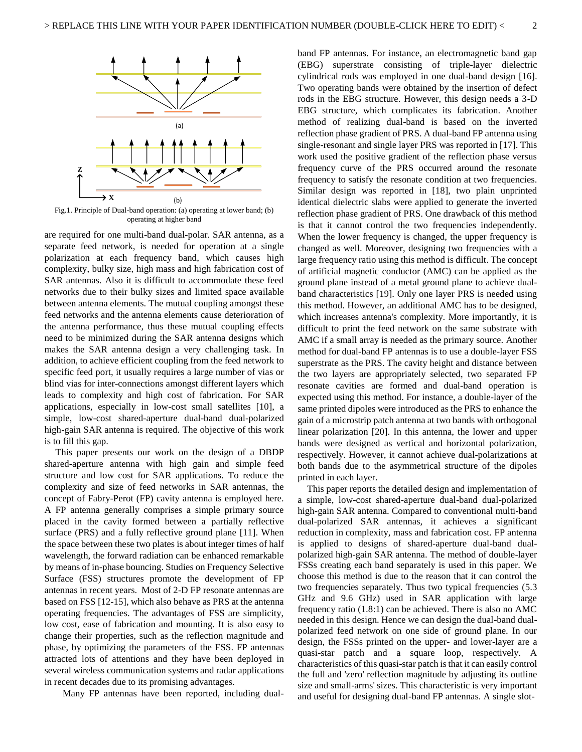Fig.1. Principle of Dual-band operation: (a) operating at lower band; (b) operating at higher band

are required for one multi-band dual-polar. SAR antenna, as a separate feed network, is needed for operation at a single polarization at each frequency band, which causes high complexity, bulky size, high mass and high fabrication cost of SAR antennas. Also it is difficult to accommodate these feed networks due to their bulky sizes and limited space available between antenna elements. The mutual coupling amongst these feed networks and the antenna elements cause deterioration of the antenna performance, thus these mutual coupling effects need to be minimized during the SAR antenna designs which makes the SAR antenna design a very challenging task. In addition, to achieve efficient coupling from the feed network to specific feed port, it usually requires a large number of vias or blind vias for inter-connections amongst different layers which leads to complexity and high cost of fabrication. For SAR applications, especially in low-cost small satellites [10], a simple, low-cost shared-aperture dual-band dual-polarized high-gain SAR antenna is required. The objective of this work is to fill this gap.

This paper presents our work on the design of a DBDP shared-aperture antenna with high gain and simple feed structure and low cost for SAR applications. To reduce the complexity and size of feed networks in SAR antennas, the concept of Fabry-Perot (FP) cavity antenna is employed here. A FP antenna generally comprises a simple primary source placed in the cavity formed between a partially reflective surface (PRS) and a fully reflective ground plane [11]. When the space between these two plates is about integer times of half wavelength, the forward radiation can be enhanced remarkable by means of in-phase bouncing. Studies on Frequency Selective Surface (FSS) structures promote the development of FP antennas in recent years. Most of 2-D FP resonate antennas are based on FSS [12-15], which also behave as PRS at the antenna operating frequencies. The advantages of FSS are simplicity, low cost, ease of fabrication and mounting. It is also easy to change their properties, such as the reflection magnitude and phase, by optimizing the parameters of the FSS. FP antennas attracted lots of attentions and they have been deployed in several wireless communication systems and radar applications in recent decades due to its promising advantages.

Many FP antennas have been reported, including dual-band FP antennas. For instance, an electromagnetic band gap (EBG) superstrate consisting of triple-layer dielectric cylindrical rods was employed in one dual-band design [16]. Two operating bands were obtained by the insertion of defect rods in the EBG structure. However, this design needs a 3-D EBG structure, which complicates its fabrication. Another method of realizing dual-band is based on the inverted reflection phase gradient of PRS. A dual-band FP antenna using single-resonant and single layer PRS was reported in [17]. This work used the positive gradient of the reflection phase versus frequency curve of the PRS occurred around the resonate frequency to satisfy the resonate condition at two frequencies. Similar design was reported in [18], two plain unprinted identical dielectric slabs were applied to generate the inverted reflection phase gradient of PRS. One drawback of this method is that it cannot control the two frequencies independently. When the lower frequency is changed, the upper frequency is changed as well. Moreover, designing two frequencies with a large frequency ratio using this method is difficult. The concept of artificial magnetic conductor (AMC) can be applied as the ground plane instead of a metal ground plane to achieve dual-band characteristics [19]. Only one layer PRS is needed using this method. However, an additional AMC has to be designed, which increases antenna's complexity. More importantly, it is difficult to print the feed network on the same substrate with AMC if a small array is needed as the primary source. Another method for dual-band FP antennas is to use a double-layer FSS superstrate as the PRS. The cavity height and distance between the two layers are appropriately selected, two separated FP resonate cavities are formed and dual-band operation is expected using this method. For instance, a double-layer of the same printed dipoles were introduced as the PRS to enhance the gain of a microstrip patch antenna at two bands with orthogonal linear polarization [20]. In this antenna, the lower and upper bands were designed as vertical and horizontal polarization, respectively. However, it cannot achieve dual-polarizations at both bands due to the asymmetrical structure of the dipoles printed in each layer.

This paper reports the detailed design and implementation of a simple, low-cost shared-aperture dual-band dual-polarized high-gain SAR antenna. Compared to conventional multi-band dual-polarized SAR antennas, it achieves a significant reduction in complexity, mass and fabrication cost. FP antenna is applied to designs of shared-aperture dual-band dual-polarized high-gain SAR antenna. The method of double-layer FSSs creating each band separately is used in this paper. We choose this method is due to the reason that it can control the two frequencies separately. Thus two typical frequencies (5.3 GHz and 9.6 GHz) used in SAR application with large frequency ratio (1.8:1) can be achieved. There is also no AMC needed in this design. Hence we can design the dual-band dual-polarized feed network on one side of ground plane. In our design, the FSSs printed on the upper- and lower-layer are a quasi-star patch and a square loop, respectively. A characteristics of this quasi-star patch is that it can easily control the full and 'zero' reflection magnitude by adjusting its outline size and small-arms' sizes. This characteristic is very important and useful for designing dual-band FP antennas. A single slot-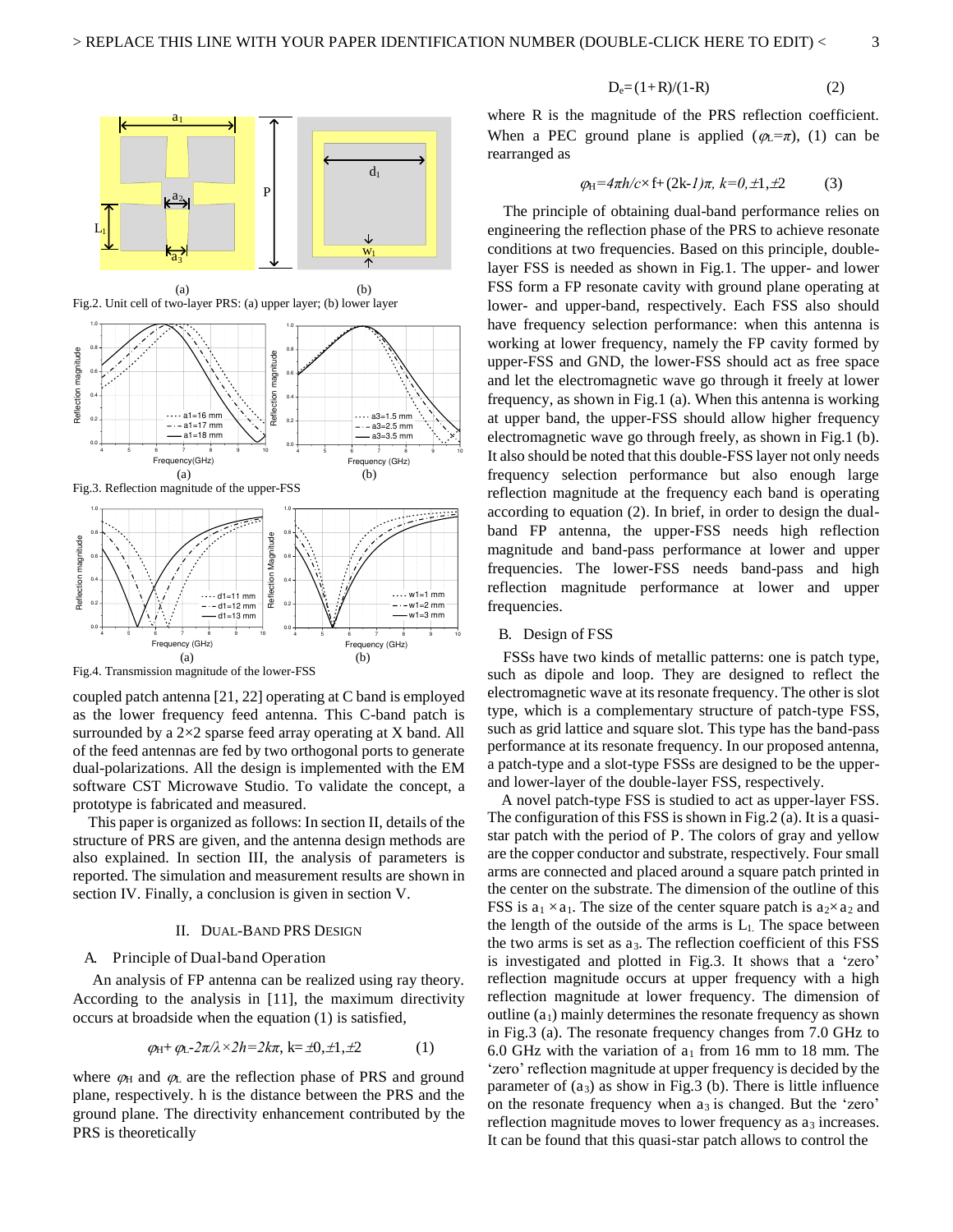Fig.2. Unit cell of two-layer PRS: (a) upper layer; (b) lower layer

Fig.3. Reflection magnitude of the upper-FSS

Fig.4. Transmission magnitude of the lower-FSS

coupled patch antenna [21, 22] operating at C band is employed as the lower frequency feed antenna. This C-band patch is surrounded by a 2×2 sparse feed array operating at X band. All of the feed antennas are fed by two orthogonal ports to generate dual-polarizations. All the design is implemented with the EM software CST Microwave Studio. To validate the concept, a prototype is fabricated and measured.

This paper is organized as follows: In section II, details of the structure of PRS are given, and the antenna design methods are also explained. In section III, the analysis of parameters is reported. The simulation and measurement results are shown in section IV. Finally, a conclusion is given in section V.

## II. Dual-Band PRS Design

### A. Principle of Dual-band Operation

An analysis of FP antenna can be realized using ray theory. According to the analysis in [11], the maximum directivity occurs at broadside when the equation (1) is satisfied,

$$\varphi_H + \varphi_L - 2\pi/\lambda \times 2h = 2k\pi,\ k = \pm 0, \pm 1, \pm 2 \qquad (1)$$

where $\varphi_H$ and $\varphi_L$ are the reflection phase of PRS and ground plane, respectively. h is the distance between the PRS and the ground plane. The directivity enhancement contributed by the PRS is theoretically

$$D_e = (1+R)/(1-R) \qquad (2)$$

where R is the magnitude of the PRS reflection coefficient. When a PEC ground plane is applied ($\varphi_L = \pi$), (1) can be rearranged as

$$\varphi_H = 4\pi h/c \times f + (2k-1)\pi,\ k = 0, \pm 1, \pm 2 \qquad (3)$$

The principle of obtaining dual-band performance relies on engineering the reflection phase of the PRS to achieve resonate conditions at two frequencies. Based on this principle, double-layer FSS is needed as shown in Fig.1. The upper- and lower FSS form a FP resonate cavity with ground plane operating at lower- and upper-band, respectively. Each FSS also should have frequency selection performance: when this antenna is working at lower frequency, namely the FP cavity formed by upper-FSS and GND, the lower-FSS should act as free space and let the electromagnetic wave go through it freely at lower frequency, as shown in Fig.1 (a). When this antenna is working at upper band, the upper-FSS should allow higher frequency electromagnetic wave go through freely, as shown in Fig.1 (b). It also should be noted that this double-FSS layer not only needs frequency selection performance but also enough large reflection magnitude at the frequency each band is operating according to equation (2). In brief, in order to design the dual-band FP antenna, the upper-FSS needs high reflection magnitude and band-pass performance at lower and upper frequencies. The lower-FSS needs band-pass and high reflection magnitude performance at lower and upper frequencies.

### B. Design of FSS

FSSs have two kinds of metallic patterns: one is patch type, such as dipole and loop. They are designed to reflect the electromagnetic wave at its resonate frequency. The other is slot type, which is a complementary structure of patch-type FSS, such as grid lattice and square slot. This type has the band-pass performance at its resonate frequency. In our proposed antenna, a patch-type and a slot-type FSSs are designed to be the upper- and lower-layer of the double-layer FSS, respectively.

A novel patch-type FSS is studied to act as upper-layer FSS. The configuration of this FSS is shown in Fig.2 (a). It is a quasi-star patch with the period of P. The colors of gray and yellow are the copper conductor and substrate, respectively. Four small arms are connected and placed around a square patch printed in the center on the substrate. The dimension of the outline of this FSS is $a_1 \times a_1$. The size of the center square patch is $a_2 \times a_2$ and the length of the outside of the arms is $L_1$. The space between the two arms is set as $a_3$. The reflection coefficient of this FSS is investigated and plotted in Fig.3. It shows that a 'zero' reflection magnitude occurs at upper frequency with a high reflection magnitude at lower frequency. The dimension of outline ($a_1$) mainly determines the resonate frequency as shown in Fig.3 (a). The resonate frequency changes from 7.0 GHz to 6.0 GHz with the variation of $a_1$ from 16 mm to 18 mm. The 'zero' reflection magnitude at upper frequency is decided by the parameter of ($a_3$) as show in Fig.3 (b). There is little influence on the resonate frequency when $a_3$ is changed. But the 'zero' reflection magnitude moves to lower frequency as $a_3$ increases. It can be found that this quasi-star patch allows to control the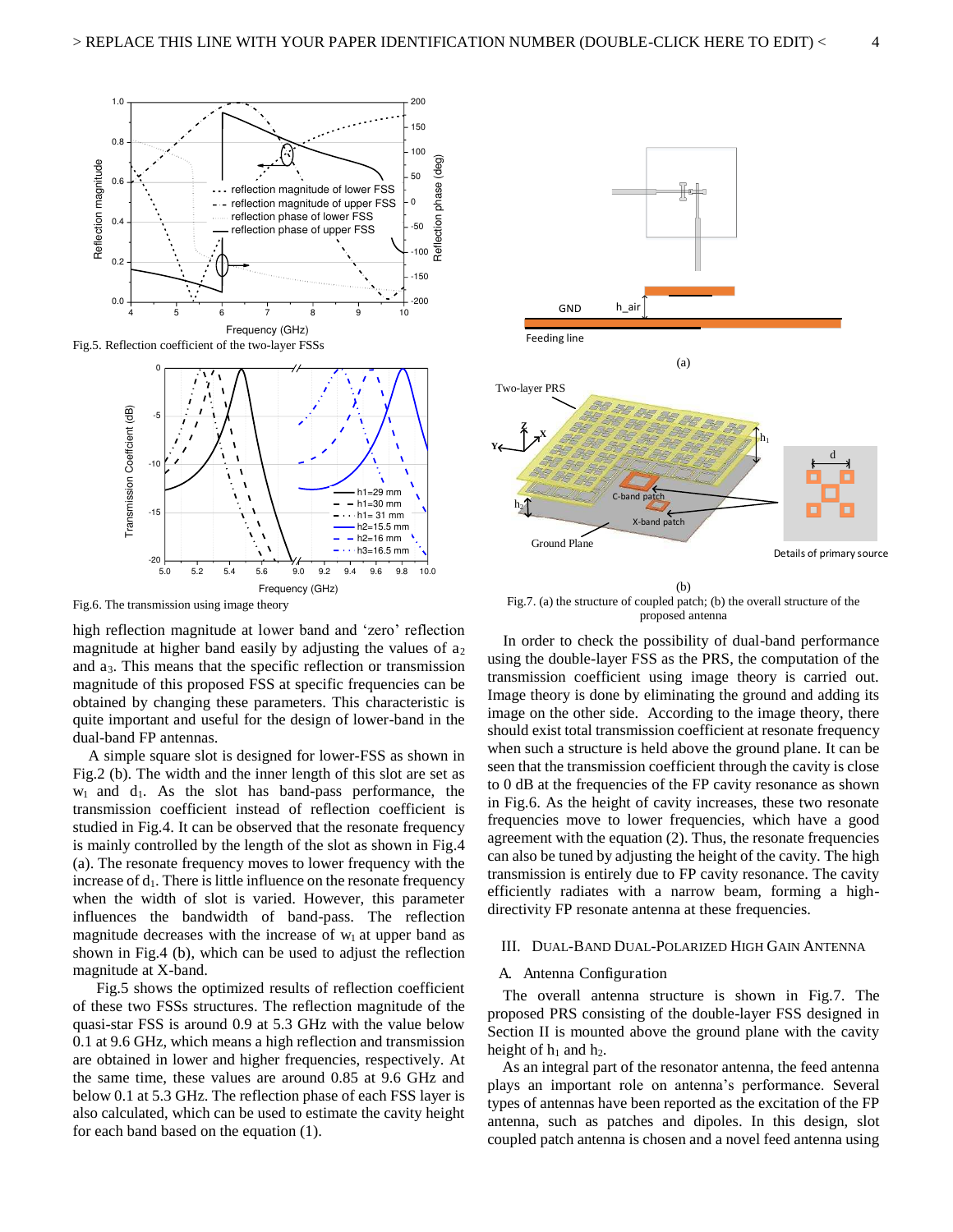Fig.5. Reflection coefficient of the two-layer FSSs

Fig.6. The transmission using image theory

high reflection magnitude at lower band and 'zero' reflection magnitude at higher band easily by adjusting the values of $a_2$ and $a_3$. This means that the specific reflection or transmission magnitude of this proposed FSS at specific frequencies can be obtained by changing these parameters. This characteristic is quite important and useful for the design of lower-band in the dual-band FP antennas.

A simple square slot is designed for lower-FSS as shown in Fig.2 (b). The width and the inner length of this slot are set as $w_1$ and $d_1$. As the slot has band-pass performance, the transmission coefficient instead of reflection coefficient is studied in Fig.4. It can be observed that the resonate frequency is mainly controlled by the length of the slot as shown in Fig.4 (a). The resonate frequency moves to lower frequency with the increase of $d_1$. There is little influence on the resonate frequency when the width of slot is varied. However, this parameter influences the bandwidth of band-pass. The reflection magnitude decreases with the increase of $w_1$ at upper band as shown in Fig.4 (b), which can be used to adjust the reflection magnitude at X-band.

Fig.5 shows the optimized results of reflection coefficient of these two FSSs structures. The reflection magnitude of the quasi-star FSS is around 0.9 at 5.3 GHz with the value below 0.1 at 9.6 GHz, which means a high reflection and transmission are obtained in lower and higher frequencies, respectively. At the same time, these values are around 0.85 at 9.6 GHz and below 0.1 at 5.3 GHz. The reflection phase of each FSS layer is also calculated, which can be used to estimate the cavity height for each band based on the equation (1).

Fig.7. (a) the structure of coupled patch; (b) the overall structure of the proposed antenna

In order to check the possibility of dual-band performance using the double-layer FSS as the PRS, the computation of the transmission coefficient using image theory is carried out. Image theory is done by eliminating the ground and adding its image on the other side. According to the image theory, there should exist total transmission coefficient at resonate frequency when such a structure is held above the ground plane. It can be seen that the transmission coefficient through the cavity is close to 0 dB at the frequencies of the FP cavity resonance as shown in Fig.6. As the height of cavity increases, these two resonate frequencies move to lower frequencies, which have a good agreement with the equation (2). Thus, the resonate frequencies can also be tuned by adjusting the height of the cavity. The high transmission is entirely due to FP cavity resonance. The cavity efficiently radiates with a narrow beam, forming a high-directivity FP resonate antenna at these frequencies.

## III. Dual-Band Dual-Polarized High Gain Antenna

### A. Antenna Configuration

The overall antenna structure is shown in Fig.7. The proposed PRS consisting of the double-layer FSS designed in Section II is mounted above the ground plane with the cavity height of $h_1$ and $h_2$.

As an integral part of the resonator antenna, the feed antenna plays an important role on antenna's performance. Several types of antennas have been reported as the excitation of the FP antenna, such as patches and dipoles. In this design, slot coupled patch antenna is chosen and a novel feed antenna using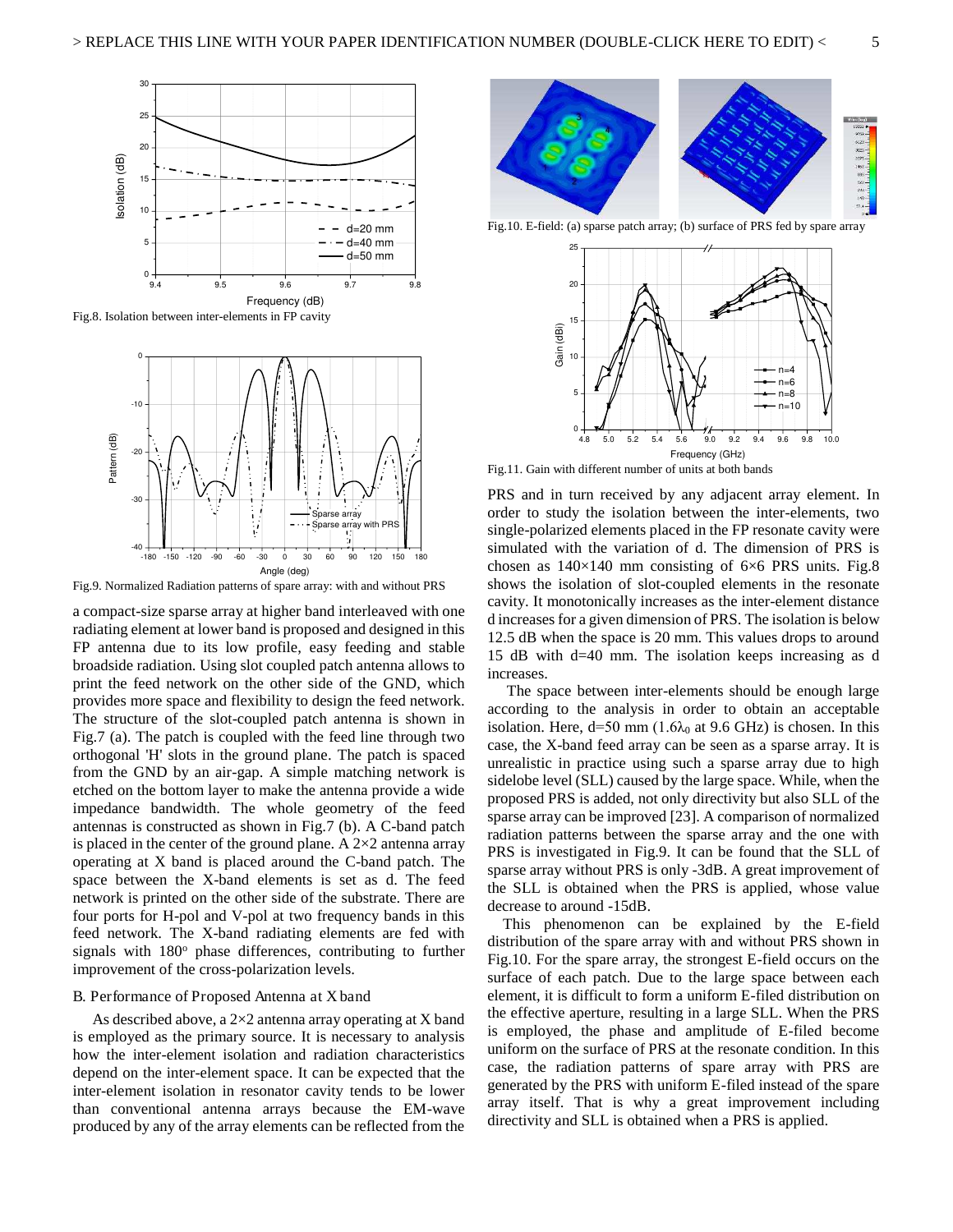Fig.8. Isolation between inter-elements in FP cavity

Fig.9. Normalized Radiation patterns of spare array: with and without PRS

a compact-size sparse array at higher band interleaved with one radiating element at lower band is proposed and designed in this FP antenna due to its low profile, easy feeding and stable broadside radiation. Using slot coupled patch antenna allows to print the feed network on the other side of the GND, which provides more space and flexibility to design the feed network. The structure of the slot-coupled patch antenna is shown in Fig.7 (a). The patch is coupled with the feed line through two orthogonal 'H' slots in the ground plane. The patch is spaced from the GND by an air-gap. A simple matching network is etched on the bottom layer to make the antenna provide a wide impedance bandwidth. The whole geometry of the feed antennas is constructed as shown in Fig.7 (b). A C-band patch is placed in the center of the ground plane. A 2×2 antenna array operating at X band is placed around the C-band patch. The space between the X-band elements is set as d. The feed network is printed on the other side of the substrate. There are four ports for H-pol and V-pol at two frequency bands in this feed network. The X-band radiating elements are fed with signals with 180$^{o}$ phase differences, contributing to further improvement of the cross-polarization levels.

## B. Performance of Proposed Antenna at X band

As described above, a 2×2 antenna array operating at X band is employed as the primary source. It is necessary to analysis how the inter-element isolation and radiation characteristics depend on the inter-element space. It can be expected that the inter-element isolation in resonator cavity tends to be lower than conventional antenna arrays because the EM-wave produced by any of the array elements can be reflected from the PRS and in turn received by any adjacent array element. In order to study the isolation between the inter-elements, two single-polarized elements placed in the FP resonate cavity were simulated with the variation of d. The dimension of PRS is chosen as 140×140 mm consisting of 6×6 PRS units. Fig.8 shows the isolation of slot-coupled elements in the resonate cavity. It monotonically increases as the inter-element distance d increases for a given dimension of PRS. The isolation is below 12.5 dB when the space is 20 mm. This values drops to around 15 dB with d=40 mm. The isolation keeps increasing as d increases.

The space between inter-elements should be enough large according to the analysis in order to obtain an acceptable isolation. Here, d=50 mm (1.6$\lambda_0$ at 9.6 GHz) is chosen. In this case, the X-band feed array can be seen as a sparse array. It is unrealistic in practice using such a sparse array due to high sidelobe level (SLL) caused by the large space. While, when the proposed PRS is added, not only directivity but also SLL of the sparse array can be improved [23]. A comparison of normalized radiation patterns between the sparse array and the one with PRS is investigated in Fig.9. It can be found that the SLL of sparse array without PRS is only -3dB. A great improvement of the SLL is obtained when the PRS is applied, whose value decrease to around -15dB.

This phenomenon can be explained by the E-field distribution of the spare array with and without PRS shown in Fig.10. For the spare array, the strongest E-field occurs on the surface of each patch. Due to the large space between each element, it is difficult to form a uniform E-filed distribution on the effective aperture, resulting in a large SLL. When the PRS is employed, the phase and amplitude of E-filed become uniform on the surface of PRS at the resonate condition. In this case, the radiation patterns of spare array with PRS are generated by the PRS with uniform E-filed instead of the spare array itself. That is why a great improvement including directivity and SLL is obtained when a PRS is applied.

Fig.10. E-field: (a) sparse patch array; (b) surface of PRS fed by spare array

Fig.11. Gain with different number of units at both bands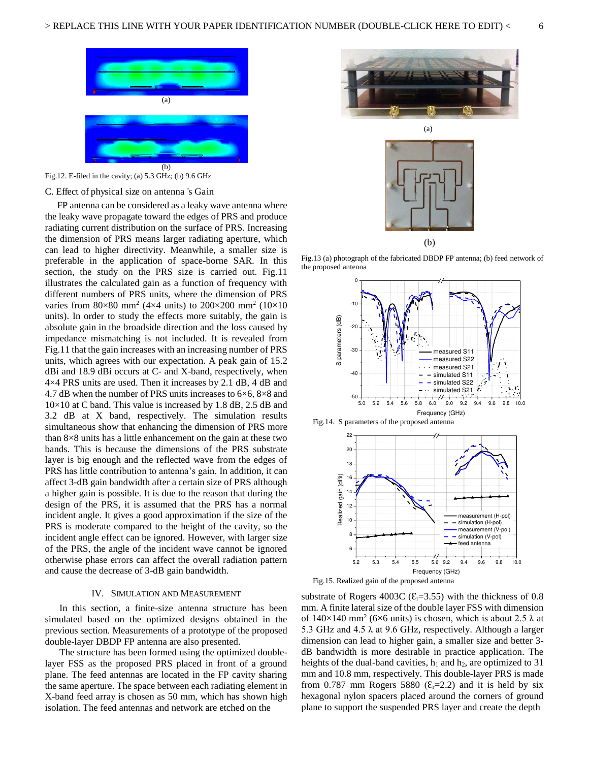(a)

(b)

Fig.12. E-filed in the cavity; (a) 5.3 GHz; (b) 9.6 GHz

### C. Effect of physical size on antenna 's Gain

FP antenna can be considered as a leaky wave antenna where the leaky wave propagate toward the edges of PRS and produce radiating current distribution on the surface of PRS. Increasing the dimension of PRS means larger radiating aperture, which can lead to higher directivity. Meanwhile, a smaller size is preferable in the application of space-borne SAR. In this section, the study on the PRS size is carried out. Fig.11 illustrates the calculated gain as a function of frequency with different numbers of PRS units, where the dimension of PRS varies from 80×80 $mm^2$ (4×4 units) to 200×200 $mm^2$ (10×10 units). In order to study the effects more suitably, the gain is absolute gain in the broadside direction and the loss caused by impedance mismatching is not included. It is revealed from Fig.11 that the gain increases with an increasing number of PRS units, which agrees with our expectation. A peak gain of 15.2 dBi and 18.9 dBi occurs at C- and X-band, respectively, when 4×4 PRS units are used. Then it increases by 2.1 dB, 4 dB and 4.7 dB when the number of PRS units increases to 6×6, 8×8 and 10×10 at C band. This value is increased by 1.8 dB, 2.5 dB and 3.2 dB at X band, respectively. The simulation results simultaneous show that enhancing the dimension of PRS more than 8×8 units has a little enhancement on the gain at these two bands. This is because the dimensions of the PRS substrate layer is big enough and the reflected wave from the edges of PRS has little contribution to antenna's gain. In addition, it can affect 3-dB gain bandwidth after a certain size of PRS although a higher gain is possible. It is due to the reason that during the design of the PRS, it is assumed that the PRS has a normal incident angle. It gives a good approximation if the size of the PRS is moderate compared to the height of the cavity, so the incident angle effect can be ignored. However, with larger size of the PRS, the angle of the incident wave cannot be ignored otherwise phase errors can affect the overall radiation pattern and cause the decrease of 3-dB gain bandwidth.

## IV. Simulation and Measurement

In this section, a finite-size antenna structure has been simulated based on the optimized designs obtained in the previous section. Measurements of a prototype of the proposed double-layer DBDP FP antenna are also presented.

The structure has been formed using the optimized double-layer FSS as the proposed PRS placed in front of a ground plane. The feed antennas are located in the FP cavity sharing the same aperture. The space between each radiating element in X-band feed array is chosen as 50 mm, which has shown high isolation. The feed antennas and network are etched on the substrate of Rogers 4003C ($\varepsilon_r$=3.55) with the thickness of 0.8 mm. A finite lateral size of the double layer FSS with dimension of 140×140 $mm^2$ (6×6 units) is chosen, which is about 2.5 λ at 5.3 GHz and 4.5 λ at 9.6 GHz, respectively. Although a larger dimension can lead to higher gain, a smaller size and better 3-dB bandwidth is more desirable in practice application. The heights of the dual-band cavities, $h_1$ and $h_2$, are optimized to 31 mm and 10.8 mm, respectively. This double-layer PRS is made from 0.787 mm Rogers 5880 ($\varepsilon_r$=2.2) and it is held by six hexagonal nylon spacers placed around the corners of ground plane to support the suspended PRS layer and create the depth

(a)

(b)

Fig.13 (a) photograph of the fabricated DBDP FP antenna; (b) feed network of the proposed antenna

Fig.14. S parameters of the proposed antenna

Fig.15. Realized gain of the proposed antenna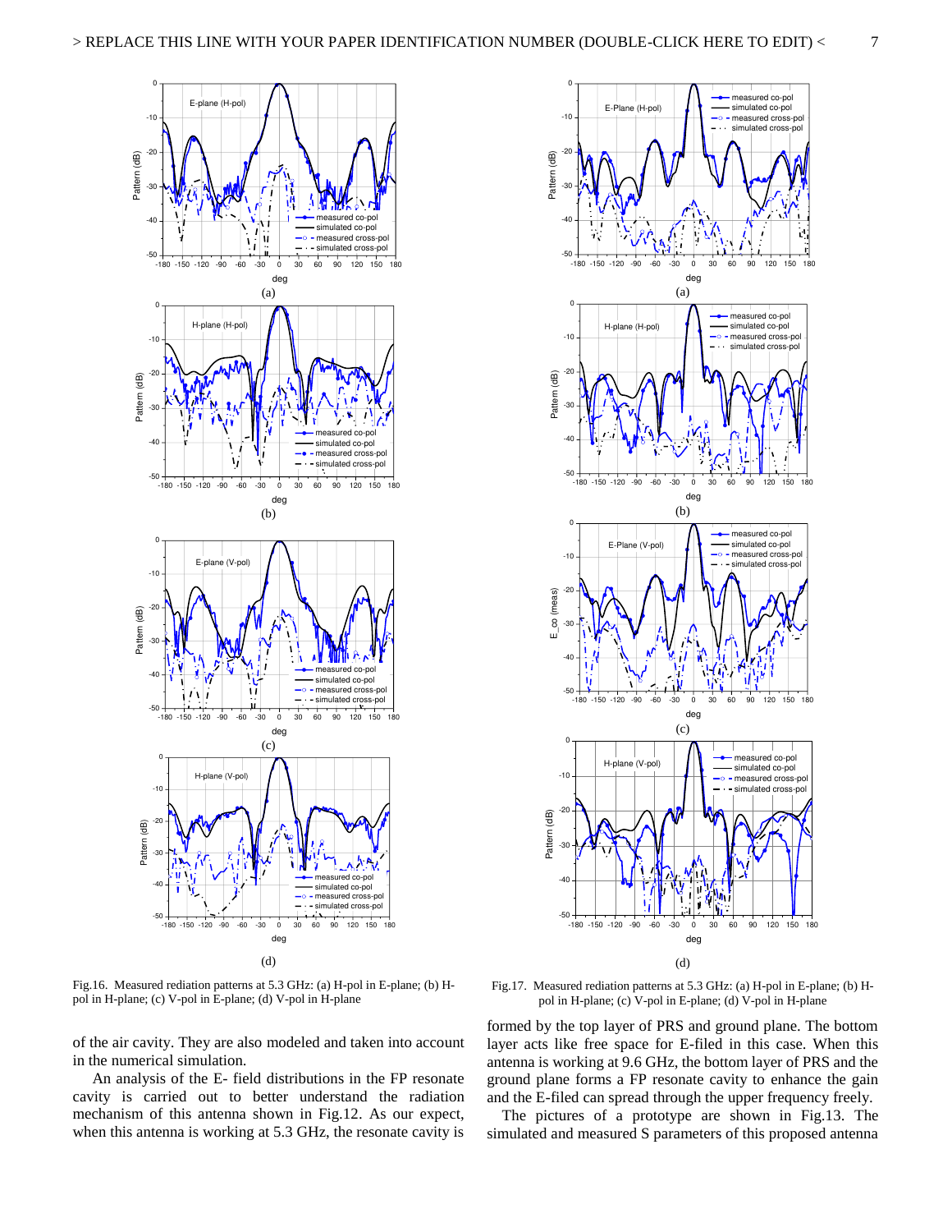Fig.16. Measured rediation patterns at 5.3 GHz: (a) H-pol in E-plane; (b) H-pol in H-plane; (c) V-pol in E-plane; (d) V-pol in H-plane

Fig.17. Measured rediation patterns at 5.3 GHz: (a) H-pol in E-plane; (b) H-pol in H-plane; (c) V-pol in E-plane; (d) V-pol in H-plane

of the air cavity. They are also modeled and taken into account in the numerical simulation.

An analysis of the E- field distributions in the FP resonate cavity is carried out to better understand the radiation mechanism of this antenna shown in Fig.12. As our expect, when this antenna is working at 5.3 GHz, the resonate cavity is formed by the top layer of PRS and ground plane. The bottom layer acts like free space for E-filed in this case. When this antenna is working at 9.6 GHz, the bottom layer of PRS and the ground plane forms a FP resonate cavity to enhance the gain and the E-filed can spread through the upper frequency freely.

The pictures of a prototype are shown in Fig.13. The simulated and measured S parameters of this proposed antenna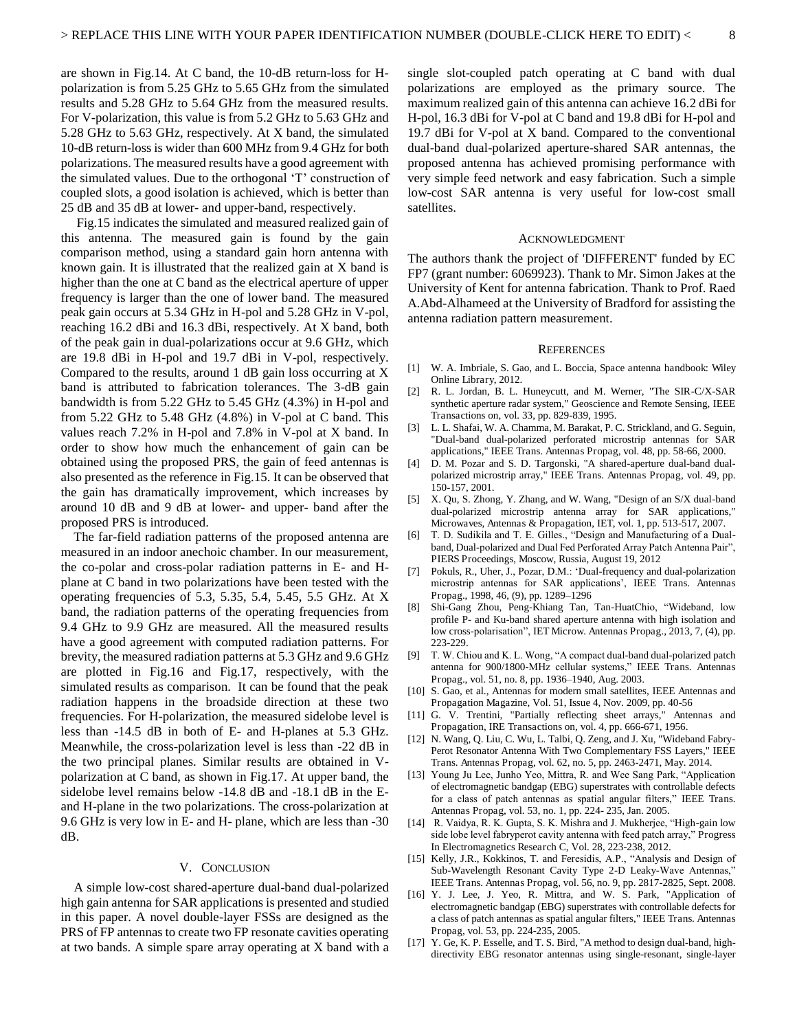are shown in Fig.14. At C band, the 10-dB return-loss for H-polarization is from 5.25 GHz to 5.65 GHz from the simulated results and 5.28 GHz to 5.64 GHz from the measured results. For V-polarization, this value is from 5.2 GHz to 5.63 GHz and 5.28 GHz to 5.63 GHz, respectively. At X band, the simulated 10-dB return-loss is wider than 600 MHz from 9.4 GHz for both polarizations. The measured results have a good agreement with the simulated values. Due to the orthogonal 'T' construction of coupled slots, a good isolation is achieved, which is better than 25 dB and 35 dB at lower- and upper-band, respectively.

Fig.15 indicates the simulated and measured realized gain of this antenna. The measured gain is found by the gain comparison method, using a standard gain horn antenna with known gain. It is illustrated that the realized gain at X band is higher than the one at C band as the electrical aperture of upper frequency is larger than the one of lower band. The measured peak gain occurs at 5.34 GHz in H-pol and 5.28 GHz in V-pol, reaching 16.2 dBi and 16.3 dBi, respectively. At X band, both of the peak gain in dual-polarizations occur at 9.6 GHz, which are 19.8 dBi in H-pol and 19.7 dBi in V-pol, respectively. Compared to the results, around 1 dB gain loss occurring at X band is attributed to fabrication tolerances. The 3-dB gain bandwidth is from 5.22 GHz to 5.45 GHz (4.3%) in H-pol and from 5.22 GHz to 5.48 GHz (4.8%) in V-pol at C band. This values reach 7.2% in H-pol and 7.8% in V-pol at X band. In order to show how much the enhancement of gain can be obtained using the proposed PRS, the gain of feed antennas is also presented as the reference in Fig.15. It can be observed that the gain has dramatically improvement, which increases by around 10 dB and 9 dB at lower- and upper- band after the proposed PRS is introduced.

The far-field radiation patterns of the proposed antenna are measured in an indoor anechoic chamber. In our measurement, the co-polar and cross-polar radiation patterns in E- and H-plane at C band in two polarizations have been tested with the operating frequencies of 5.3, 5.35, 5.4, 5.45, 5.5 GHz. At X band, the radiation patterns of the operating frequencies from 9.4 GHz to 9.9 GHz are measured. All the measured results have a good agreement with computed radiation patterns. For brevity, the measured radiation patterns at 5.3 GHz and 9.6 GHz are plotted in Fig.16 and Fig.17, respectively, with the simulated results as comparison. It can be found that the peak radiation happens in the broadside direction at these two frequencies. For H-polarization, the measured sidelobe level is less than -14.5 dB in both of E- and H-planes at 5.3 GHz. Meanwhile, the cross-polarization level is less than -22 dB in the two principal planes. Similar results are obtained in V-polarization at C band, as shown in Fig.17. At upper band, the sidelobe level remains below -14.8 dB and -18.1 dB in the E- and H-plane in the two polarizations. The cross-polarization at 9.6 GHz is very low in E- and H- plane, which are less than -30 dB.

## V. Conclusion

A simple low-cost shared-aperture dual-band dual-polarized high gain antenna for SAR applications is presented and studied in this paper. A novel double-layer FSSs are designed as the PRS of FP antennas to create two FP resonate cavities operating at two bands. A simple spare array operating at X band with a single slot-coupled patch operating at C band with dual polarizations are employed as the primary source. The maximum realized gain of this antenna can achieve 16.2 dBi for H-pol, 16.3 dBi for V-pol at C band and 19.8 dBi for H-pol and 19.7 dBi for V-pol at X band. Compared to the conventional dual-band dual-polarized aperture-shared SAR antennas, the proposed antenna has achieved promising performance with very simple feed network and easy fabrication. Such a simple low-cost SAR antenna is very useful for low-cost small satellites.

## Acknowledgment

The authors thank the project of 'DIFFERENT' funded by EC FP7 (grant number: 6069923). Thank to Mr. Simon Jakes at the University of Kent for antenna fabrication. Thank to Prof. Raed A.Abd-Alhameed at the University of Bradford for assisting the antenna radiation pattern measurement.

## References

[1] W. A. Imbriale, S. Gao, and L. Boccia, Space antenna handbook: Wiley Online Library, 2012.

[2] R. L. Jordan, B. L. Huneycutt, and M. Werner, "The SIR-C/X-SAR synthetic aperture radar system," Geoscience and Remote Sensing, IEEE Transactions on, vol. 33, pp. 829-839, 1995.

[3] L. L. Shafai, W. A. Chamma, M. Barakat, P. C. Strickland, and G. Seguin, "Dual-band dual-polarized perforated microstrip antennas for SAR applications," IEEE Trans. Antennas Propag, vol. 48, pp. 58-66, 2000.

[4] D. M. Pozar and S. D. Targonski, "A shared-aperture dual-band dual-polarized microstrip array," IEEE Trans. Antennas Propag, vol. 49, pp. 150-157, 2001.

[5] X. Qu, S. Zhong, Y. Zhang, and W. Wang, "Design of an S/X dual-band dual-polarized microstrip antenna array for SAR applications," Microwaves, Antennas & Propagation, IET, vol. 1, pp. 513-517, 2007.

[6] T. D. Sudikila and T. E. Gilles., "Design and Manufacturing of a Dual-band, Dual-polarized and Dual Fed Perforated Array Patch Antenna Pair", PIERS Proceedings, Moscow, Russia, August 19, 2012

[7] Pokuls, R., Uher, J., Pozar, D.M.: 'Dual-frequency and dual-polarization microstrip antennas for SAR applications', IEEE Trans. Antennas Propag., 1998, 46, (9), pp. 1289–1296

[8] Shi-Gang Zhou, Peng-Khiang Tan, Tan-HuatChio, "Wideband, low profile P- and Ku-band shared aperture antenna with high isolation and low cross-polarisation", IET Microw. Antennas Propag., 2013, 7, (4), pp. 223-229.

[9] T. W. Chiou and K. L. Wong, "A compact dual-band dual-polarized patch antenna for 900/1800-MHz cellular systems," IEEE Trans. Antennas Propag., vol. 51, no. 8, pp. 1936–1940, Aug. 2003.

[10] S. Gao, et al., Antennas for modern small satellites, IEEE Antennas and Propagation Magazine, Vol. 51, Issue 4, Nov. 2009, pp. 40-56

[11] G. V. Trentini, "Partially reflecting sheet arrays," Antennas and Propagation, IRE Transactions on, vol. 4, pp. 666-671, 1956.

[12] N. Wang, Q. Liu, C. Wu, L. Talbi, Q. Zeng, and J. Xu, "Wideband Fabry-Perot Resonator Antenna With Two Complementary FSS Layers," IEEE Trans. Antennas Propag, vol. 62, no. 5, pp. 2463-2471, May. 2014.

[13] Young Ju Lee, Junho Yeo, Mittra, R. and Wee Sang Park, "Application of electromagnetic bandgap (EBG) superstrates with controllable defects for a class of patch antennas as spatial angular filters," IEEE Trans. Antennas Propag, vol. 53, no. 1, pp. 224- 235, Jan. 2005.

[14] R. Vaidya, R. K. Gupta, S. K. Mishra and J. Mukherjee, "High-gain low side lobe level fabryperot cavity antenna with feed patch array," Progress In Electromagnetics Research C, Vol. 28, 223-238, 2012.

[15] Kelly, J.R., Kokkinos, T. and Feresidis, A.P., "Analysis and Design of Sub-Wavelength Resonant Cavity Type 2-D Leaky-Wave Antennas," IEEE Trans. Antennas Propag, vol. 56, no. 9, pp. 2817-2825, Sept. 2008.

[16] Y. J. Lee, J. Yeo, R. Mittra, and W. S. Park, "Application of electromagnetic bandgap (EBG) superstrates with controllable defects for a class of patch antennas as spatial angular filters," IEEE Trans. Antennas Propag, vol. 53, pp. 224-235, 2005.

[17] Y. Ge, K. P. Esselle, and T. S. Bird, "A method to design dual-band, high-directivity EBG resonator antennas using single-resonant, single-layer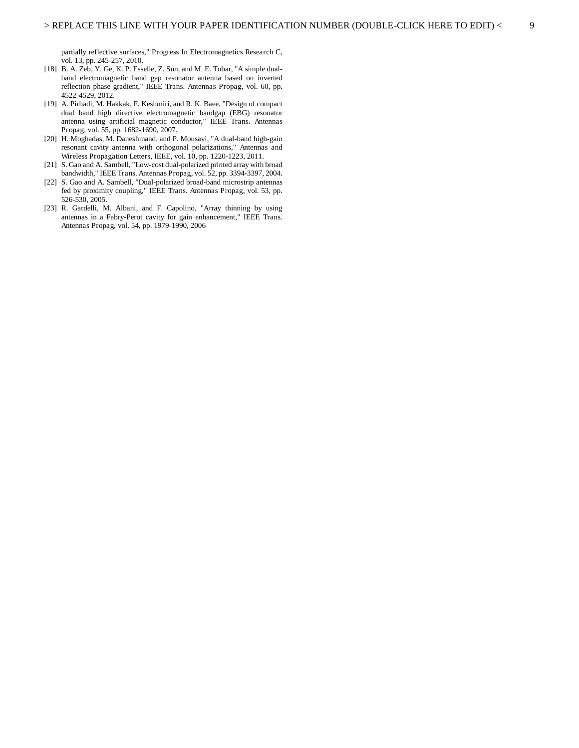partially reflective surfaces," Progress In Electromagnetics Research C, vol. 13, pp. 245-257, 2010.

[18] B. A. Zeb, Y. Ge, K. P. Esselle, Z. Sun, and M. E. Tobar, "A simple dual-band electromagnetic band gap resonator antenna based on inverted reflection phase gradient," IEEE Trans. Antennas Propag, vol. 60, pp. 4522-4529, 2012.

[19] A. Pirhadi, M. Hakkak, F. Keshmiri, and R. K. Baee, "Design of compact dual band high directive electromagnetic bandgap (EBG) resonator antenna using artificial magnetic conductor," IEEE Trans. Antennas Propag, vol. 55, pp. 1682-1690, 2007.

[20] H. Moghadas, M. Daneshmand, and P. Mousavi, "A dual-band high-gain resonant cavity antenna with orthogonal polarizations," Antennas and Wireless Propagation Letters, IEEE, vol. 10, pp. 1220-1223, 2011.

[21] S. Gao and A. Sambell, "Low-cost dual-polarized printed array with broad bandwidth," IEEE Trans. Antennas Propag, vol. 52, pp. 3394-3397, 2004.

[22] S. Gao and A. Sambell, "Dual-polarized broad-band microstrip antennas fed by proximity coupling," IEEE Trans. Antennas Propag, vol. 53, pp. 526-530, 2005.

[23] R. Gardelli, M. Albani, and F. Capolino, "Array thinning by using antennas in a Fabry-Perot cavity for gain enhancement," IEEE Trans. Antennas Propag, vol. 54, pp. 1979-1990, 2006